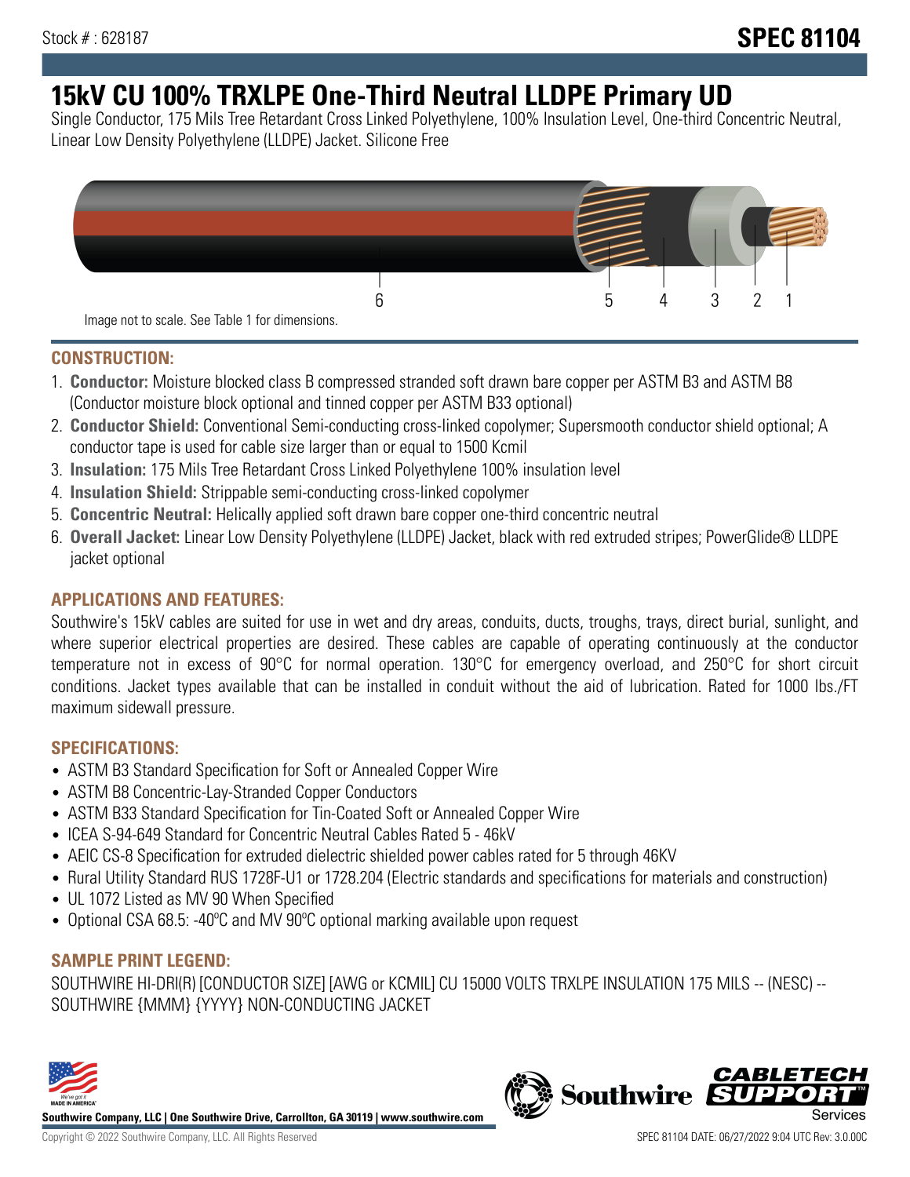Stock # : 628187

# SPEC 81104

# 15kV CU 100% TRXLPE One-Third Neutral LLDPE Primary UD

Single Conductor, 175 Mils Tree Retardant Cross Linked Polyethylene, 100% Insulation Level, One-third Concentric Neutral, Linear Low Density Polyethylene (LLDPE) Jacket. Silicone Free

6 5 4 3 2 1

Image not to scale. See Table 1 for dimensions.

## CONSTRUCTION:

1. **Conductor:** Moisture blocked class B compressed stranded soft drawn bare copper per ASTM B3 and ASTM B8 (Conductor moisture block optional and tinned copper per ASTM B33 optional)
2. **Conductor Shield:** Conventional Semi-conducting cross-linked copolymer; Supersmooth conductor shield optional; A conductor tape is used for cable size larger than or equal to 1500 Kcmil
3. **Insulation:** 175 Mils Tree Retardant Cross Linked Polyethylene 100% insulation level
4. **Insulation Shield:** Strippable semi-conducting cross-linked copolymer
5. **Concentric Neutral:** Helically applied soft drawn bare copper one-third concentric neutral
6. **Overall Jacket:** Linear Low Density Polyethylene (LLDPE) Jacket, black with red extruded stripes; PowerGlide® LLDPE jacket optional

## APPLICATIONS AND FEATURES:

Southwire's 15kV cables are suited for use in wet and dry areas, conduits, ducts, troughs, trays, direct burial, sunlight, and where superior electrical properties are desired. These cables are capable of operating continuously at the conductor temperature not in excess of 90°C for normal operation. 130°C for emergency overload, and 250°C for short circuit conditions. Jacket types available that can be installed in conduit without the aid of lubrication. Rated for 1000 lbs./FT maximum sidewall pressure.

## SPECIFICATIONS:

- ASTM B3 Standard Specification for Soft or Annealed Copper Wire
- ASTM B8 Concentric-Lay-Stranded Copper Conductors
- ASTM B33 Standard Specification for Tin-Coated Soft or Annealed Copper Wire
- ICEA S-94-649 Standard for Concentric Neutral Cables Rated 5 - 46kV
- AEIC CS-8 Specification for extruded dielectric shielded power cables rated for 5 through 46KV
- Rural Utility Standard RUS 1728F-U1 or 1728.204 (Electric standards and specifications for materials and construction)
- UL 1072 Listed as MV 90 When Specified
- Optional CSA 68.5: -40ºC and MV 90ºC optional marking available upon request

## SAMPLE PRINT LEGEND:

SOUTHWIRE HI-DRI(R) [CONDUCTOR SIZE] [AWG or KCMIL] CU 15000 VOLTS TRXLPE INSULATION 175 MILS -- (NESC) -- SOUTHWIRE {MMM} {YYYY} NON-CONDUCTING JACKET

**Southwire Company, LLC | One Southwire Drive, Carrollton, GA 30119 | www.southwire.com**

Copyright © 2022 Southwire Company, LLC. All Rights Reserved

SPEC 81104 DATE: 06/27/2022 9:04 UTC Rev: 3.0.00C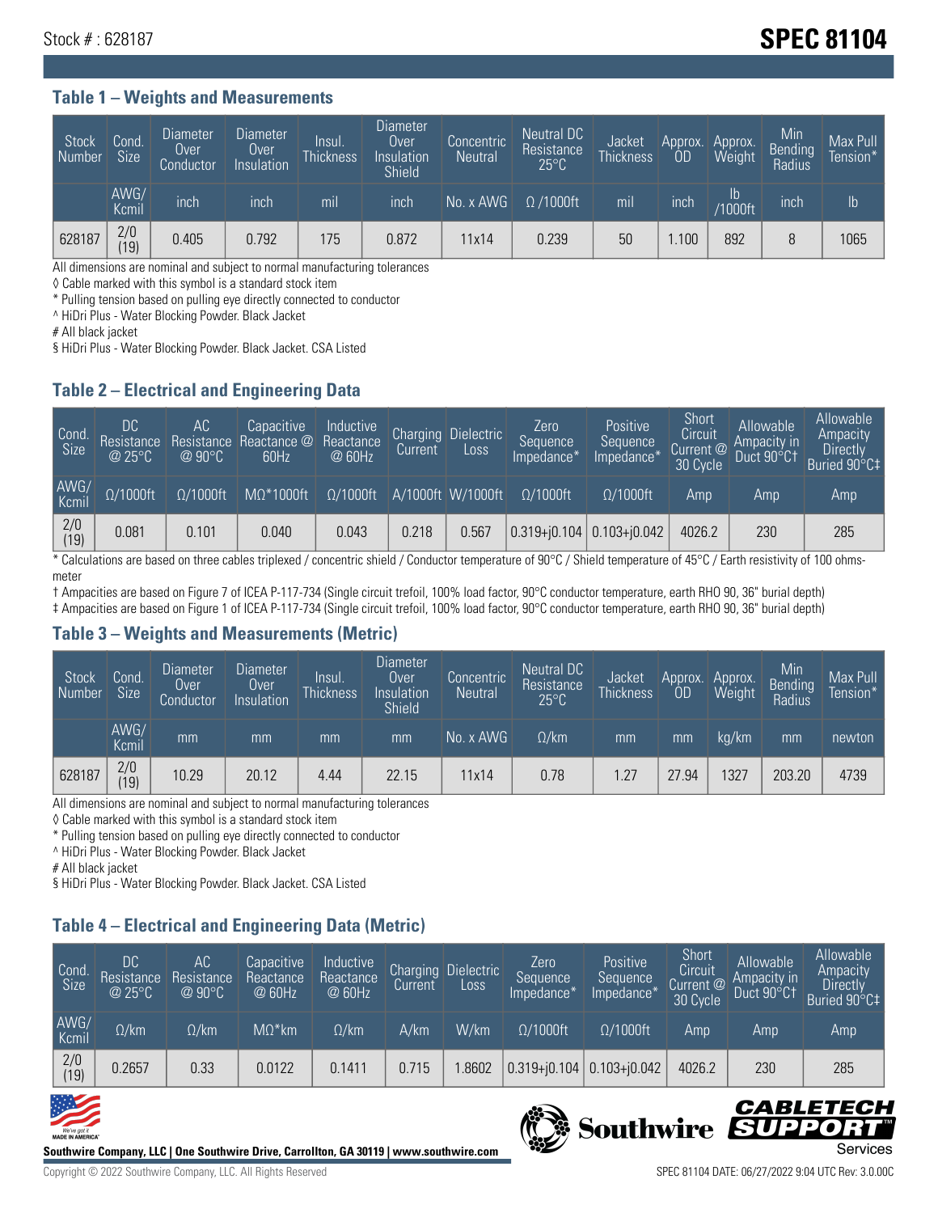Stock # : 628187

# SPEC 81104

## Table 1 – Weights and Measurements

| Stock Number | Cond. Size | Diameter Over Conductor | Diameter Over Insulation | Insul. Thickness | Diameter Over Insulation Shield | Concentric Neutral | Neutral DC Resistance 25°C | Jacket Thickness | Approx. OD | Approx. Weight | Min Bending Radius | Max Pull Tension* |
|---|---|---|---|---|---|---|---|---|---|---|---|---|
| | AWG/ Kcmil | inch | inch | mil | inch | No. x AWG | Ω /1000ft | mil | inch | lb /1000ft | inch | lb |
| 628187 | 2/0 (19) | 0.405 | 0.792 | 175 | 0.872 | 11x14 | 0.239 | 50 | 1.100 | 892 | 8 | 1065 |

All dimensions are nominal and subject to normal manufacturing tolerances
◊ Cable marked with this symbol is a standard stock item
* Pulling tension based on pulling eye directly connected to conductor
^ HiDri Plus - Water Blocking Powder. Black Jacket
# All black jacket
§ HiDri Plus - Water Blocking Powder. Black Jacket. CSA Listed

## Table 2 – Electrical and Engineering Data

| Cond. Size | DC Resistance @ 25°C | AC Resistance @ 90°C | Capacitive Reactance @ 60Hz | Inductive Reactance @ 60Hz | Charging Current | Dielectric Loss | Zero Sequence Impedance* | Positive Sequence Impedance* | Short Circuit Current @ 30 Cycle | Allowable Ampacity in Duct 90°C† | Allowable Ampacity Directly Buried 90°C‡ |
|---|---|---|---|---|---|---|---|---|---|---|---|
| AWG/ Kcmil | Ω/1000ft | Ω/1000ft | MΩ*1000ft | Ω/1000ft | A/1000ft | W/1000ft | Ω/1000ft | Ω/1000ft | Amp | Amp | Amp |
| 2/0 (19) | 0.081 | 0.101 | 0.040 | 0.043 | 0.218 | 0.567 | 0.319+j0.104 | 0.103+j0.042 | 4026.2 | 230 | 285 |

* Calculations are based on three cables triplexed / concentric shield / Conductor temperature of 90°C / Shield temperature of 45°C / Earth resistivity of 100 ohms-meter
† Ampacities are based on Figure 7 of ICEA P-117-734 (Single circuit trefoil, 100% load factor, 90°C conductor temperature, earth RHO 90, 36" burial depth)
‡ Ampacities are based on Figure 1 of ICEA P-117-734 (Single circuit trefoil, 100% load factor, 90°C conductor temperature, earth RHO 90, 36" burial depth)

## Table 3 – Weights and Measurements (Metric)

| Stock Number | Cond. Size | Diameter Over Conductor | Diameter Over Insulation | Insul. Thickness | Diameter Over Insulation Shield | Concentric Neutral | Neutral DC Resistance 25°C | Jacket Thickness | Approx. OD | Approx. Weight | Min Bending Radius | Max Pull Tension* |
|---|---|---|---|---|---|---|---|---|---|---|---|---|
| | AWG/ Kcmil | mm | mm | mm | mm | No. x AWG | Ω/km | mm | mm | kg/km | mm | newton |
| 628187 | 2/0 (19) | 10.29 | 20.12 | 4.44 | 22.15 | 11x14 | 0.78 | 1.27 | 27.94 | 1327 | 203.20 | 4739 |

All dimensions are nominal and subject to normal manufacturing tolerances
◊ Cable marked with this symbol is a standard stock item
* Pulling tension based on pulling eye directly connected to conductor
^ HiDri Plus - Water Blocking Powder. Black Jacket
# All black jacket
§ HiDri Plus - Water Blocking Powder. Black Jacket. CSA Listed

## Table 4 – Electrical and Engineering Data (Metric)

| Cond. Size | DC Resistance @ 25°C | AC Resistance @ 90°C | Capacitive Reactance @ 60Hz | Inductive Reactance @ 60Hz | Charging Current | Dielectric Loss | Zero Sequence Impedance* | Positive Sequence Impedance* | Short Circuit Current @ 30 Cycle | Allowable Ampacity in Duct 90°C† | Allowable Ampacity Directly Buried 90°C‡ |
|---|---|---|---|---|---|---|---|---|---|---|---|
| AWG/ Kcmil | Ω/km | Ω/km | MΩ*km | Ω/km | A/km | W/km | Ω/1000ft | Ω/1000ft | Amp | Amp | Amp |
| 2/0 (19) | 0.2657 | 0.33 | 0.0122 | 0.1411 | 0.715 | 1.8602 | 0.319+j0.104 | 0.103+j0.042 | 4026.2 | 230 | 285 |

Southwire Company, LLC | One Southwire Drive, Carrollton, GA 30119 | www.southwire.com

Copyright © 2022 Southwire Company, LLC. All Rights Reserved

SPEC 81104 DATE: 06/27/2022 9:04 UTC Rev: 3.0.00C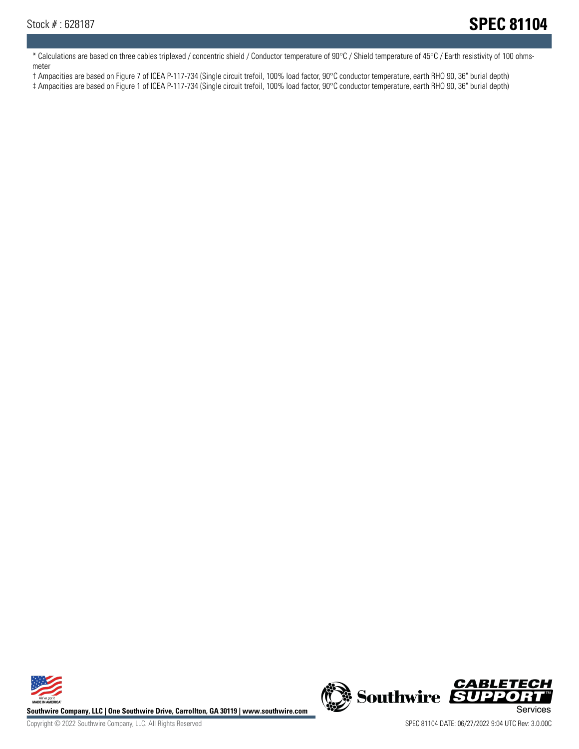* Calculations are based on three cables triplexed / concentric shield / Conductor temperature of 90°C / Shield temperature of 45°C / Earth resistivity of 100 ohms-meter

† Ampacities are based on Figure 7 of ICEA P-117-734 (Single circuit trefoil, 100% load factor, 90°C conductor temperature, earth RHO 90, 36" burial depth)

‡ Ampacities are based on Figure 1 of ICEA P-117-734 (Single circuit trefoil, 100% load factor, 90°C conductor temperature, earth RHO 90, 36" burial depth)